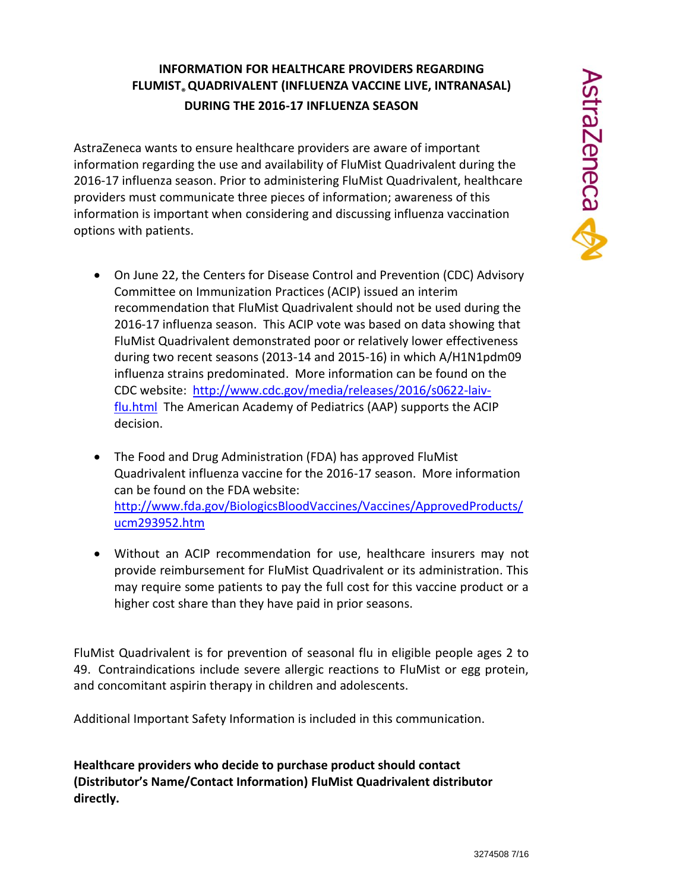# INFORMATION FOR HEALTHCARE PROVIDERS REGARDING FLUMIST® QUADRIVALENT (INFLUENZA VACCINE LIVE, INTRANASAL) DURING THE 2016-17 INFLUENZA SEASON

AstraZeneca

AstraZeneca wants to ensure healthcare providers are aware of important information regarding the use and availability of FluMist Quadrivalent during the 2016-17 influenza season. Prior to administering FluMist Quadrivalent, healthcare providers must communicate three pieces of information; awareness of this information is important when considering and discussing influenza vaccination options with patients.

- On June 22, the Centers for Disease Control and Prevention (CDC) Advisory Committee on Immunization Practices (ACIP) issued an interim recommendation that FluMist Quadrivalent should not be used during the 2016-17 influenza season. This ACIP vote was based on data showing that FluMist Quadrivalent demonstrated poor or relatively lower effectiveness during two recent seasons (2013-14 and 2015-16) in which A/H1N1pdm09 influenza strains predominated. More information can be found on the CDC website: http://www.cdc.gov/media/releases/2016/s0622-laiv-flu.html The American Academy of Pediatrics (AAP) supports the ACIP decision.
- The Food and Drug Administration (FDA) has approved FluMist Quadrivalent influenza vaccine for the 2016-17 season. More information can be found on the FDA website: http://www.fda.gov/BiologicsBloodVaccines/Vaccines/ApprovedProducts/ucm293952.htm
- Without an ACIP recommendation for use, healthcare insurers may not provide reimbursement for FluMist Quadrivalent or its administration. This may require some patients to pay the full cost for this vaccine product or a higher cost share than they have paid in prior seasons.

FluMist Quadrivalent is for prevention of seasonal flu in eligible people ages 2 to 49. Contraindications include severe allergic reactions to FluMist or egg protein, and concomitant aspirin therapy in children and adolescents.

Additional Important Safety Information is included in this communication.

**Healthcare providers who decide to purchase product should contact (Distributor's Name/Contact Information) FluMist Quadrivalent distributor directly.**

3274508 7/16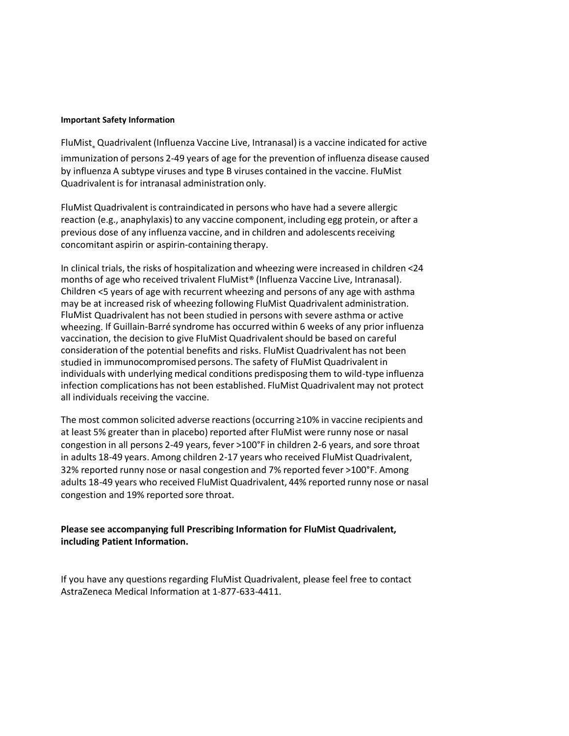**Important Safety Information**

FluMist® Quadrivalent (Influenza Vaccine Live, Intranasal) is a vaccine indicated for active immunization of persons 2-49 years of age for the prevention of influenza disease caused by influenza A subtype viruses and type B viruses contained in the vaccine. FluMist Quadrivalent is for intranasal administration only.

FluMist Quadrivalent is contraindicated in persons who have had a severe allergic reaction (e.g., anaphylaxis) to any vaccine component, including egg protein, or after a previous dose of any influenza vaccine, and in children and adolescents receiving concomitant aspirin or aspirin-containing therapy.

In clinical trials, the risks of hospitalization and wheezing were increased in children <24 months of age who received trivalent FluMist® (Influenza Vaccine Live, Intranasal). Children <5 years of age with recurrent wheezing and persons of any age with asthma may be at increased risk of wheezing following FluMist Quadrivalent administration. FluMist Quadrivalent has not been studied in persons with severe asthma or active wheezing. If Guillain-Barré syndrome has occurred within 6 weeks of any prior influenza vaccination, the decision to give FluMist Quadrivalent should be based on careful consideration of the potential benefits and risks. FluMist Quadrivalent has not been studied in immunocompromised persons. The safety of FluMist Quadrivalent in individuals with underlying medical conditions predisposing them to wild-type influenza infection complications has not been established. FluMist Quadrivalent may not protect all individuals receiving the vaccine.

The most common solicited adverse reactions (occurring ≥10% in vaccine recipients and at least 5% greater than in placebo) reported after FluMist were runny nose or nasal congestion in all persons 2-49 years, fever >100°F in children 2-6 years, and sore throat in adults 18-49 years. Among children 2-17 years who received FluMist Quadrivalent, 32% reported runny nose or nasal congestion and 7% reported fever >100°F. Among adults 18-49 years who received FluMist Quadrivalent, 44% reported runny nose or nasal congestion and 19% reported sore throat.

**Please see accompanying full Prescribing Information for FluMist Quadrivalent, including Patient Information.**

If you have any questions regarding FluMist Quadrivalent, please feel free to contact AstraZeneca Medical Information at 1-877-633-4411.